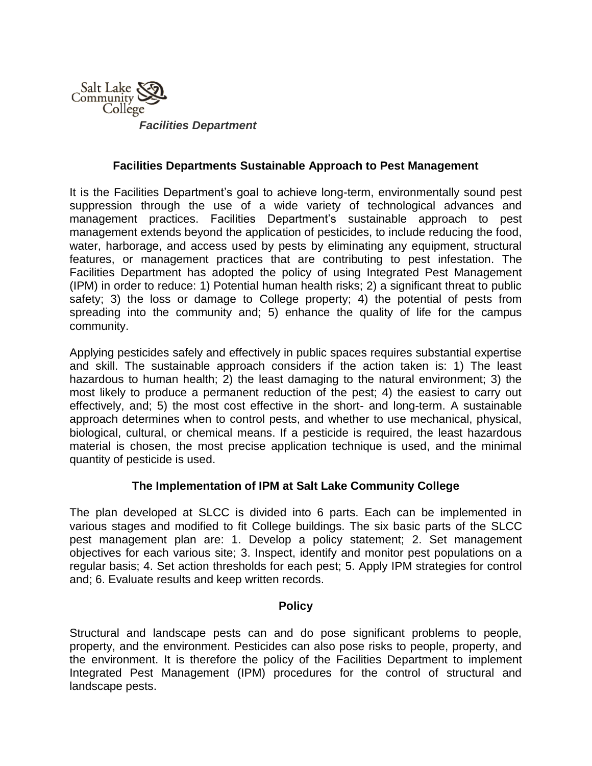Salt Lake Community College

*Facilities Department*

## Facilities Departments Sustainable Approach to Pest Management

It is the Facilities Department's goal to achieve long-term, environmentally sound pest suppression through the use of a wide variety of technological advances and management practices. Facilities Department's sustainable approach to pest management extends beyond the application of pesticides, to include reducing the food, water, harborage, and access used by pests by eliminating any equipment, structural features, or management practices that are contributing to pest infestation. The Facilities Department has adopted the policy of using Integrated Pest Management (IPM) in order to reduce: 1) Potential human health risks; 2) a significant threat to public safety; 3) the loss or damage to College property; 4) the potential of pests from spreading into the community and; 5) enhance the quality of life for the campus community.

Applying pesticides safely and effectively in public spaces requires substantial expertise and skill. The sustainable approach considers if the action taken is: 1) The least hazardous to human health; 2) the least damaging to the natural environment; 3) the most likely to produce a permanent reduction of the pest; 4) the easiest to carry out effectively, and; 5) the most cost effective in the short- and long-term. A sustainable approach determines when to control pests, and whether to use mechanical, physical, biological, cultural, or chemical means. If a pesticide is required, the least hazardous material is chosen, the most precise application technique is used, and the minimal quantity of pesticide is used.

## The Implementation of IPM at Salt Lake Community College

The plan developed at SLCC is divided into 6 parts. Each can be implemented in various stages and modified to fit College buildings. The six basic parts of the SLCC pest management plan are: 1. Develop a policy statement; 2. Set management objectives for each various site; 3. Inspect, identify and monitor pest populations on a regular basis; 4. Set action thresholds for each pest; 5. Apply IPM strategies for control and; 6. Evaluate results and keep written records.

## Policy

Structural and landscape pests can and do pose significant problems to people, property, and the environment. Pesticides can also pose risks to people, property, and the environment. It is therefore the policy of the Facilities Department to implement Integrated Pest Management (IPM) procedures for the control of structural and landscape pests.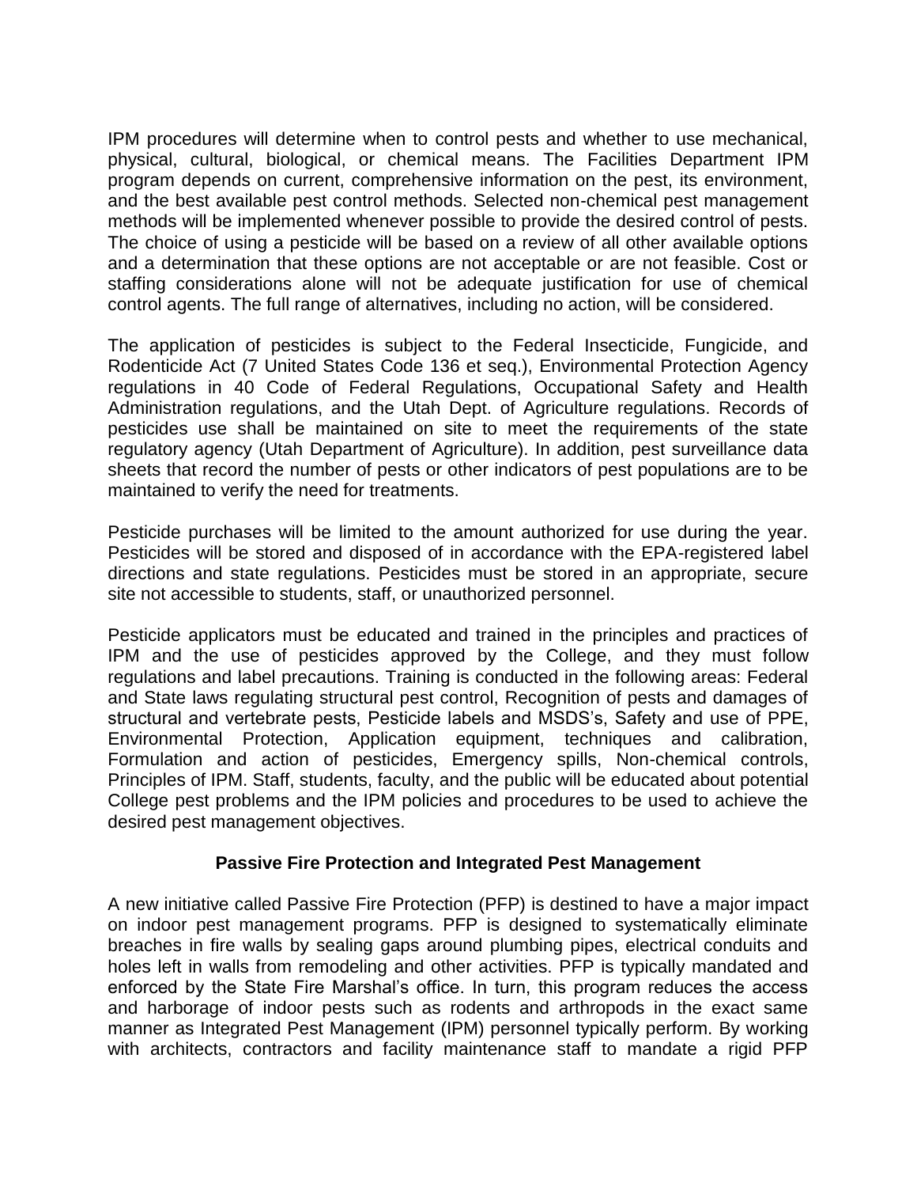IPM procedures will determine when to control pests and whether to use mechanical, physical, cultural, biological, or chemical means. The Facilities Department IPM program depends on current, comprehensive information on the pest, its environment, and the best available pest control methods. Selected non-chemical pest management methods will be implemented whenever possible to provide the desired control of pests. The choice of using a pesticide will be based on a review of all other available options and a determination that these options are not acceptable or are not feasible. Cost or staffing considerations alone will not be adequate justification for use of chemical control agents. The full range of alternatives, including no action, will be considered.

The application of pesticides is subject to the Federal Insecticide, Fungicide, and Rodenticide Act (7 United States Code 136 et seq.), Environmental Protection Agency regulations in 40 Code of Federal Regulations, Occupational Safety and Health Administration regulations, and the Utah Dept. of Agriculture regulations. Records of pesticides use shall be maintained on site to meet the requirements of the state regulatory agency (Utah Department of Agriculture). In addition, pest surveillance data sheets that record the number of pests or other indicators of pest populations are to be maintained to verify the need for treatments.

Pesticide purchases will be limited to the amount authorized for use during the year. Pesticides will be stored and disposed of in accordance with the EPA-registered label directions and state regulations. Pesticides must be stored in an appropriate, secure site not accessible to students, staff, or unauthorized personnel.

Pesticide applicators must be educated and trained in the principles and practices of IPM and the use of pesticides approved by the College, and they must follow regulations and label precautions. Training is conducted in the following areas: Federal and State laws regulating structural pest control, Recognition of pests and damages of structural and vertebrate pests, Pesticide labels and MSDS's, Safety and use of PPE, Environmental Protection, Application equipment, techniques and calibration, Formulation and action of pesticides, Emergency spills, Non-chemical controls, Principles of IPM. Staff, students, faculty, and the public will be educated about potential College pest problems and the IPM policies and procedures to be used to achieve the desired pest management objectives.

## Passive Fire Protection and Integrated Pest Management

A new initiative called Passive Fire Protection (PFP) is destined to have a major impact on indoor pest management programs. PFP is designed to systematically eliminate breaches in fire walls by sealing gaps around plumbing pipes, electrical conduits and holes left in walls from remodeling and other activities. PFP is typically mandated and enforced by the State Fire Marshal's office. In turn, this program reduces the access and harborage of indoor pests such as rodents and arthropods in the exact same manner as Integrated Pest Management (IPM) personnel typically perform. By working with architects, contractors and facility maintenance staff to mandate a rigid PFP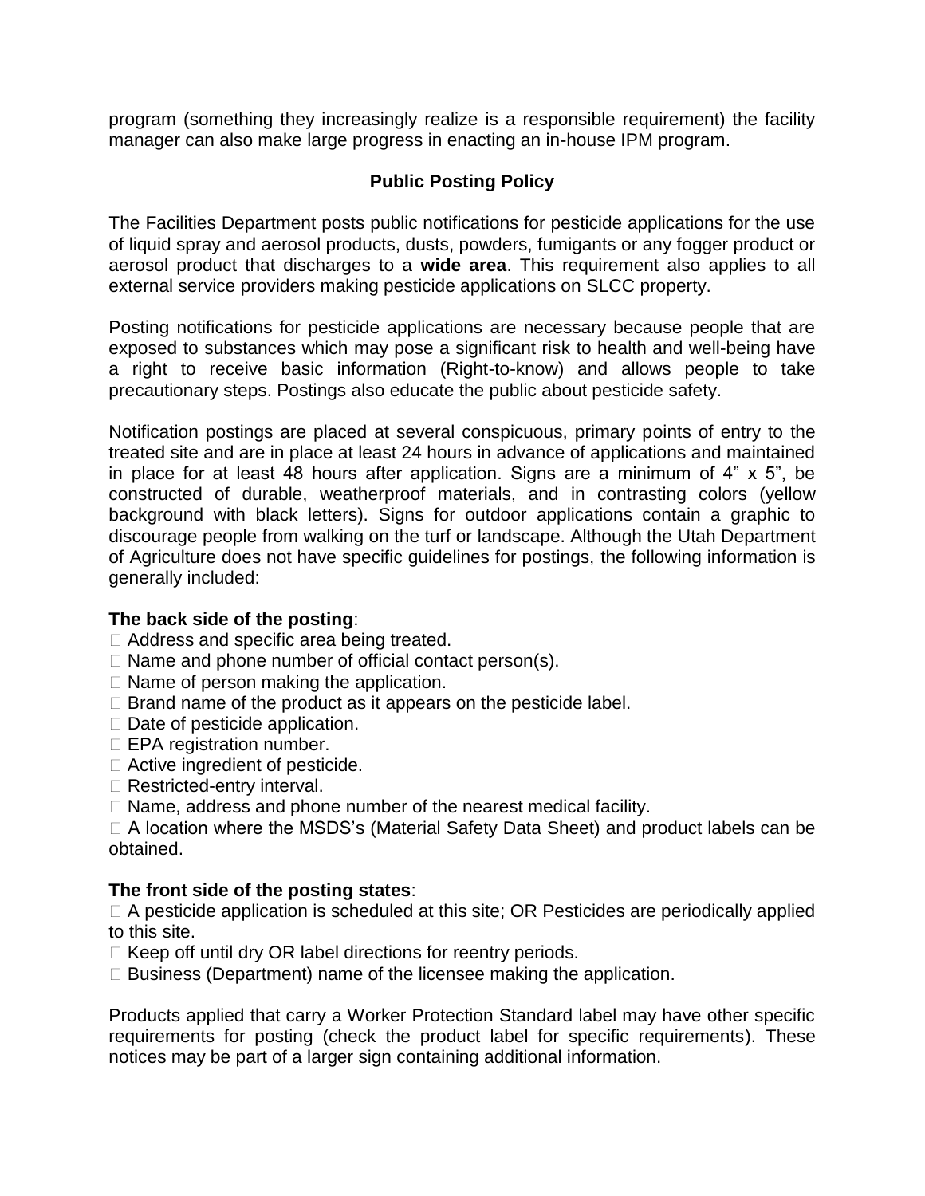program (something they increasingly realize is a responsible requirement) the facility manager can also make large progress in enacting an in-house IPM program.

## Public Posting Policy

The Facilities Department posts public notifications for pesticide applications for the use of liquid spray and aerosol products, dusts, powders, fumigants or any fogger product or aerosol product that discharges to a **wide area**. This requirement also applies to all external service providers making pesticide applications on SLCC property.

Posting notifications for pesticide applications are necessary because people that are exposed to substances which may pose a significant risk to health and well-being have a right to receive basic information (Right-to-know) and allows people to take precautionary steps. Postings also educate the public about pesticide safety.

Notification postings are placed at several conspicuous, primary points of entry to the treated site and are in place at least 24 hours in advance of applications and maintained in place for at least 48 hours after application. Signs are a minimum of 4" x 5", be constructed of durable, weatherproof materials, and in contrasting colors (yellow background with black letters). Signs for outdoor applications contain a graphic to discourage people from walking on the turf or landscape. Although the Utah Department of Agriculture does not have specific guidelines for postings, the following information is generally included:

**The back side of the posting**:

- Address and specific area being treated.
- Name and phone number of official contact person(s).
- Name of person making the application.
- Brand name of the product as it appears on the pesticide label.
- Date of pesticide application.
- EPA registration number.
- Active ingredient of pesticide.
- Restricted-entry interval.
- Name, address and phone number of the nearest medical facility.
- A location where the MSDS's (Material Safety Data Sheet) and product labels can be obtained.

**The front side of the posting states**:

- A pesticide application is scheduled at this site; OR Pesticides are periodically applied to this site.
- Keep off until dry OR label directions for reentry periods.
- Business (Department) name of the licensee making the application.

Products applied that carry a Worker Protection Standard label may have other specific requirements for posting (check the product label for specific requirements). These notices may be part of a larger sign containing additional information.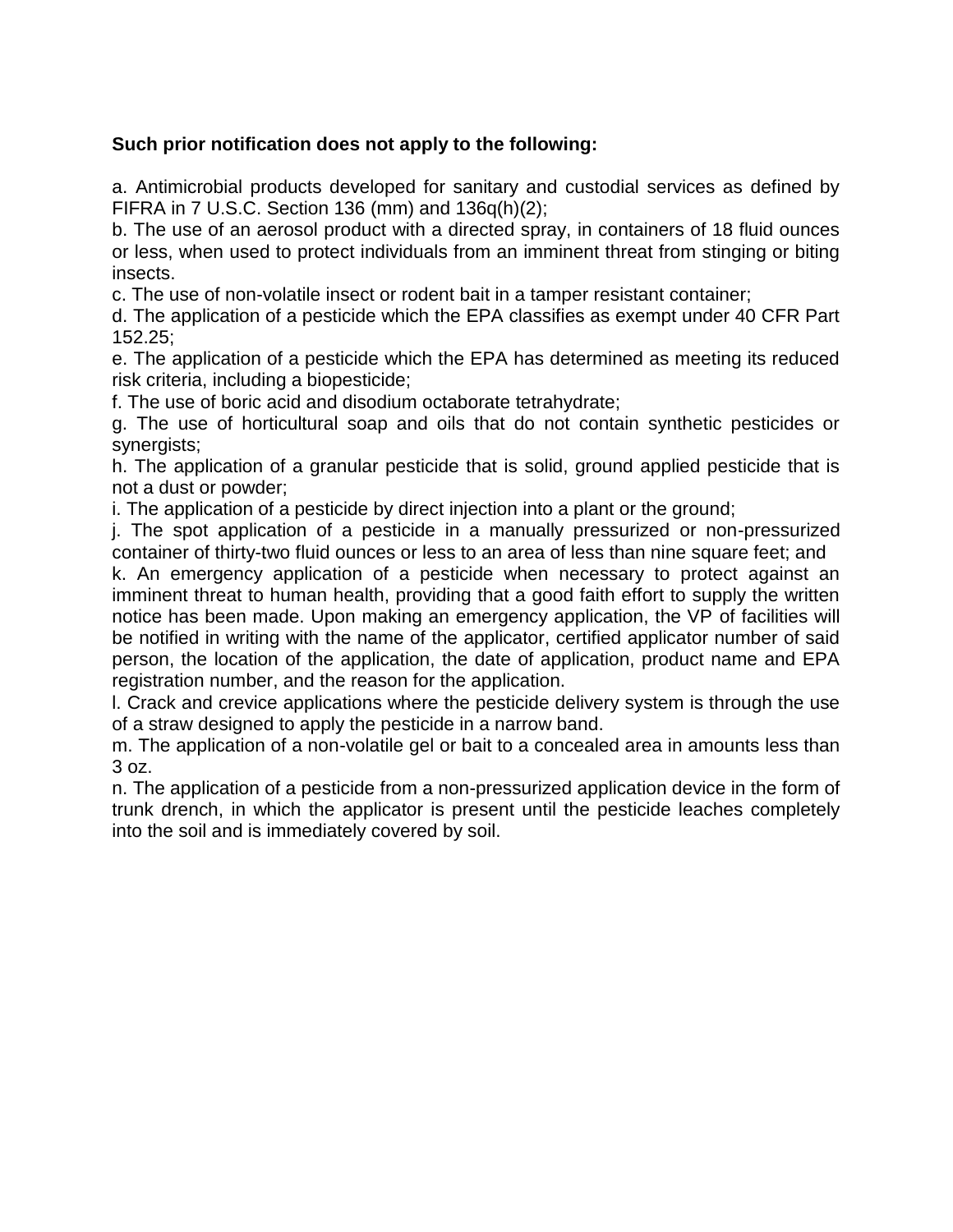**Such prior notification does not apply to the following:**

a. Antimicrobial products developed for sanitary and custodial services as defined by FIFRA in 7 U.S.C. Section 136 (mm) and 136q(h)(2);
b. The use of an aerosol product with a directed spray, in containers of 18 fluid ounces or less, when used to protect individuals from an imminent threat from stinging or biting insects.
c. The use of non-volatile insect or rodent bait in a tamper resistant container;
d. The application of a pesticide which the EPA classifies as exempt under 40 CFR Part 152.25;
e. The application of a pesticide which the EPA has determined as meeting its reduced risk criteria, including a biopesticide;
f. The use of boric acid and disodium octaborate tetrahydrate;
g. The use of horticultural soap and oils that do not contain synthetic pesticides or synergists;
h. The application of a granular pesticide that is solid, ground applied pesticide that is not a dust or powder;
i. The application of a pesticide by direct injection into a plant or the ground;
j. The spot application of a pesticide in a manually pressurized or non-pressurized container of thirty-two fluid ounces or less to an area of less than nine square feet; and
k. An emergency application of a pesticide when necessary to protect against an imminent threat to human health, providing that a good faith effort to supply the written notice has been made. Upon making an emergency application, the VP of facilities will be notified in writing with the name of the applicator, certified applicator number of said person, the location of the application, the date of application, product name and EPA registration number, and the reason for the application.
l. Crack and crevice applications where the pesticide delivery system is through the use of a straw designed to apply the pesticide in a narrow band.
m. The application of a non-volatile gel or bait to a concealed area in amounts less than 3 oz.
n. The application of a pesticide from a non-pressurized application device in the form of trunk drench, in which the applicator is present until the pesticide leaches completely into the soil and is immediately covered by soil.